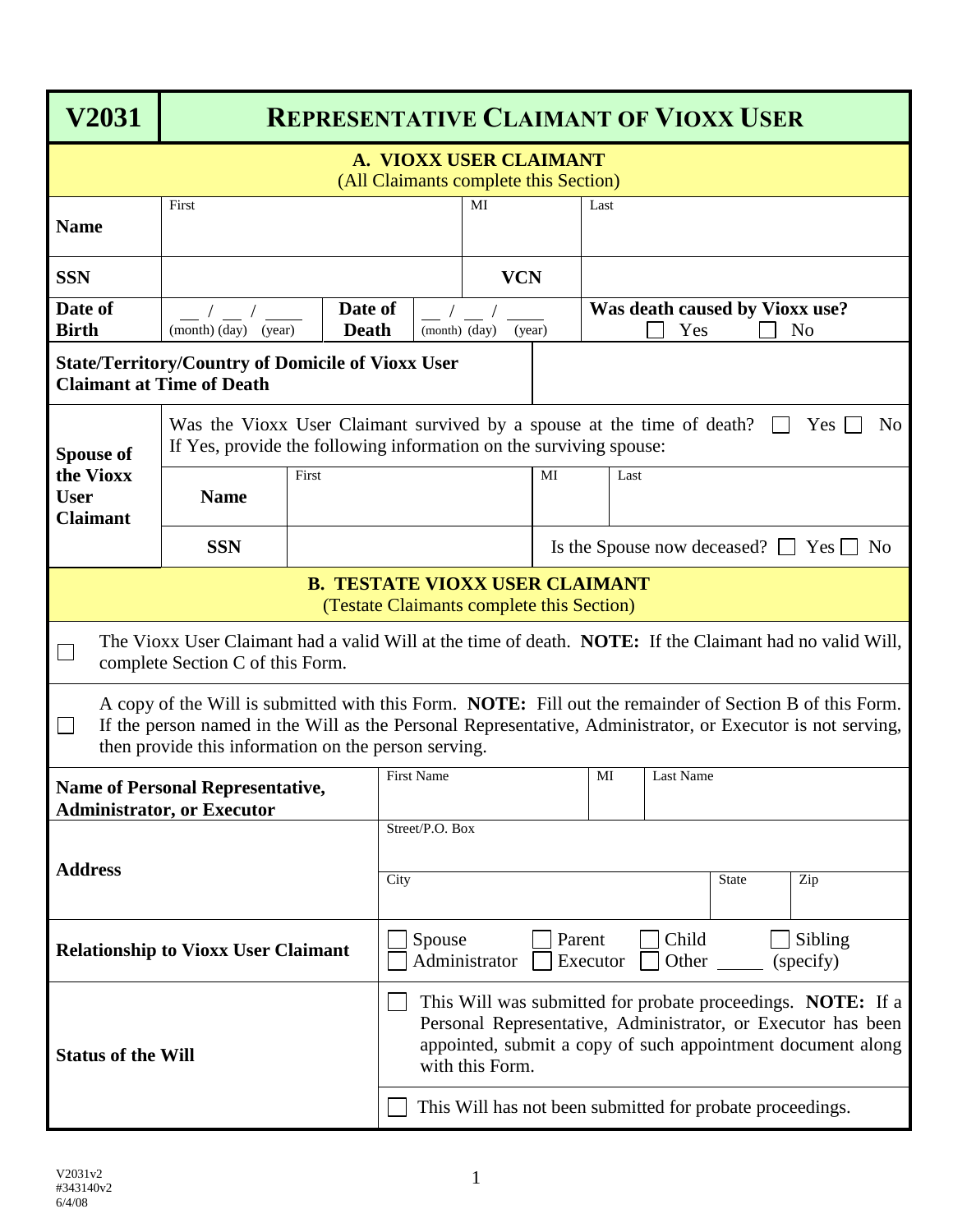# V2031 — REPRESENTATIVE CLAIMANT OF VIOXX USER

## A. VIOXX USER CLAIMANT
(All Claimants complete this Section)

| | | | |
|---|---|---|---|
| **Name** | First | MI | Last |
| **SSN** | | **VCN** | |
| **Date of Birth** | __ / __ / ____ (month) (day) (year) | **Date of Death** __ / __ / ____ (month) (day) (year) | **Was death caused by Vioxx use?** ☐ Yes ☐ No |
| **State/Territory/Country of Domicile of Vioxx User Claimant at Time of Death** | | | |

**Spouse of the Vioxx User Claimant**

Was the Vioxx User Claimant survived by a spouse at the time of death? ☐ Yes ☐ No
If Yes, provide the following information on the surviving spouse:

| | | | |
|---|---|---|---|
| **Name** | First | MI | Last |
| **SSN** | | Is the Spouse now deceased? ☐ Yes ☐ No | |

## B. TESTATE VIOXX USER CLAIMANT
(Testate Claimants complete this Section)

☐ The Vioxx User Claimant had a valid Will at the time of death. **NOTE:** If the Claimant had no valid Will, complete Section C of this Form.

☐ A copy of the Will is submitted with this Form. **NOTE:** Fill out the remainder of Section B of this Form. If the person named in the Will as the Personal Representative, Administrator, or Executor is not serving, then provide this information on the person serving.

| | | | |
|---|---|---|---|
| **Name of Personal Representative, Administrator, or Executor** | First Name | MI | Last Name |
| **Address** | Street/P.O. Box | | |
| | City | State | Zip |
| **Relationship to Vioxx User Claimant** | ☐ Spouse ☐ Parent ☐ Child ☐ Sibling ☐ Administrator ☐ Executor ☐ Other _____ (specify) | | |
| **Status of the Will** | ☐ This Will was submitted for probate proceedings. **NOTE:** If a Personal Representative, Administrator, or Executor has been appointed, submit a copy of such appointment document along with this Form. | | |
| | ☐ This Will has not been submitted for probate proceedings. | | |

V2031v2
#343140v2
6/4/08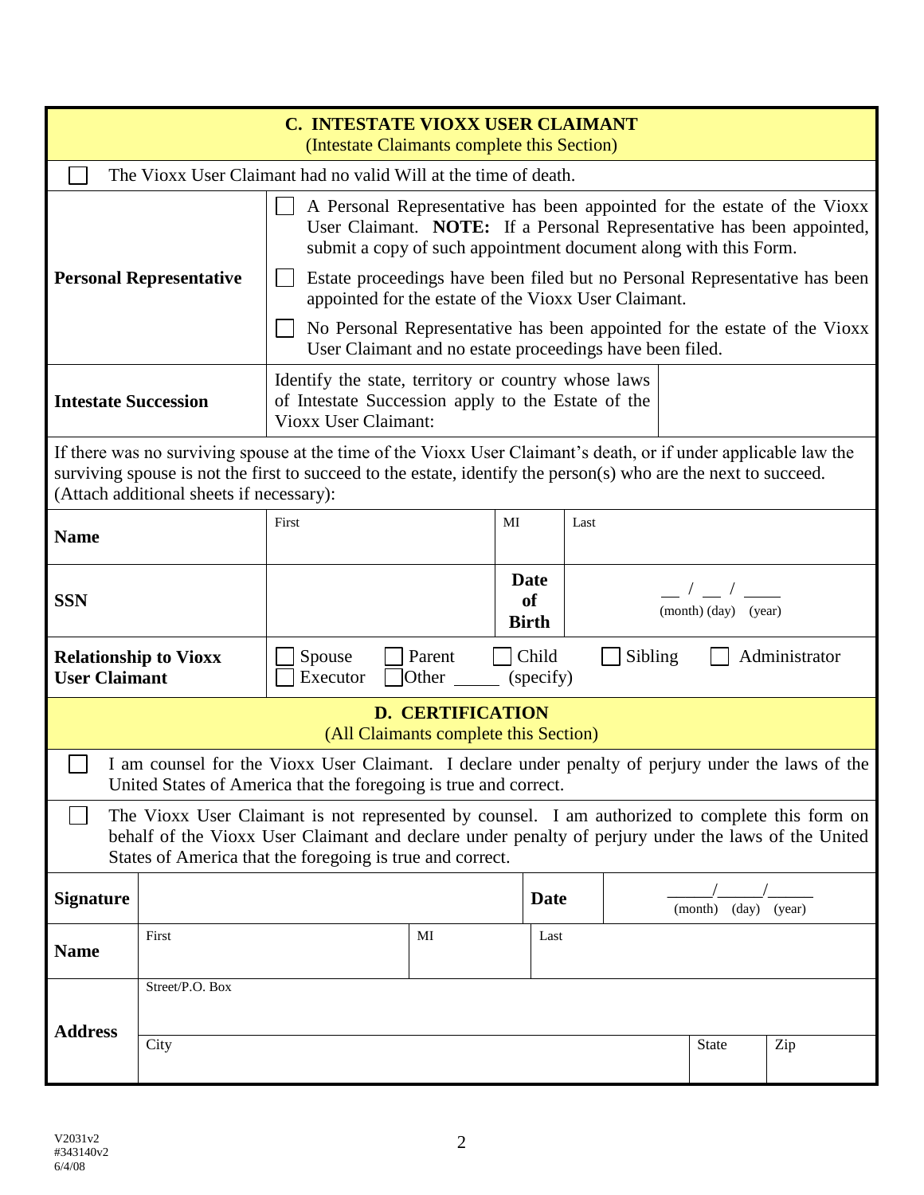## C. INTESTATE VIOXX USER CLAIMANT

(Intestate Claimants complete this Section)

☐ The Vioxx User Claimant had no valid Will at the time of death.

| | |
|---|---|
| **Personal Representative** | ☐ A Personal Representative has been appointed for the estate of the Vioxx User Claimant. **NOTE:** If a Personal Representative has been appointed, submit a copy of such appointment document along with this Form. |
| | ☐ Estate proceedings have been filed but no Personal Representative has been appointed for the estate of the Vioxx User Claimant. |
| | ☐ No Personal Representative has been appointed for the estate of the Vioxx User Claimant and no estate proceedings have been filed. |
| **Intestate Succession** | Identify the state, territory or country whose laws of Intestate Succession apply to the Estate of the Vioxx User Claimant: |

If there was no surviving spouse at the time of the Vioxx User Claimant's death, or if under applicable law the surviving spouse is not the first to succeed to the estate, identify the person(s) who are the next to succeed. (Attach additional sheets if necessary):

| | | | |
|---|---|---|---|
| **Name** | First | MI | Last |
| **SSN** | | **Date of Birth** | \_\_ / \_\_ / \_\_\_\_ (month) (day) (year) |
| **Relationship to Vioxx User Claimant** | ☐ Spouse ☐ Parent ☐ Child ☐ Sibling ☐ Administrator ☐ Executor ☐ Other \_\_\_\_\_ (specify) | | |

## D. CERTIFICATION

(All Claimants complete this Section)

☐ I am counsel for the Vioxx User Claimant. I declare under penalty of perjury under the laws of the United States of America that the foregoing is true and correct.

☐ The Vioxx User Claimant is not represented by counsel. I am authorized to complete this form on behalf of the Vioxx User Claimant and declare under penalty of perjury under the laws of the United States of America that the foregoing is true and correct.

| | | | | |
|---|---|---|---|---|
| **Signature** | | | **Date** | \_\_\_\_\_/\_\_\_\_\_/\_\_\_\_\_ (month) (day) (year) |
| **Name** | First | MI | Last | |
| **Address** | Street/P.O. Box | | | |
| | City | | State | Zip |

V2031v2
#343140v2
6/4/08